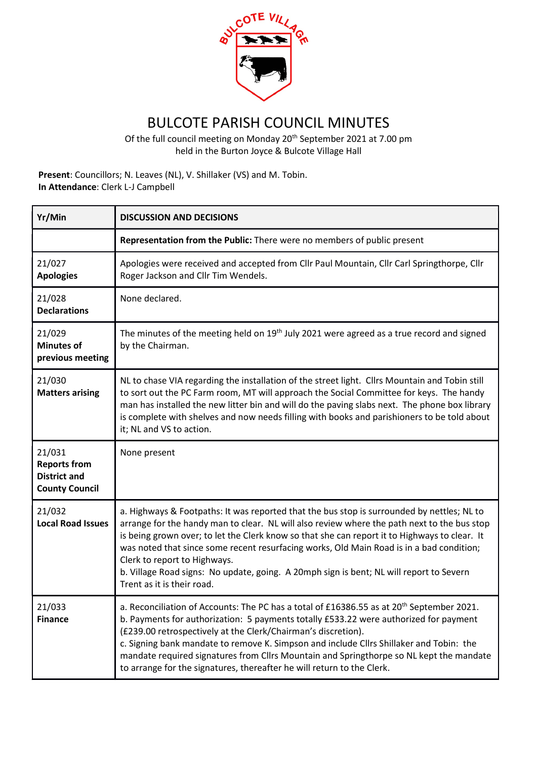# BULCOTE PARISH COUNCIL MINUTES

Of the full council meeting on Monday 20th September 2021 at 7.00 pm
held in the Burton Joyce & Bulcote Village Hall

**Present**: Councillors; N. Leaves (NL), V. Shillaker (VS) and M. Tobin.
**In Attendance**: Clerk L-J Campbell

| Yr/Min | DISCUSSION AND DECISIONS |
|---|---|
| | **Representation from the Public:** There were no members of public present |
| 21/027 **Apologies** | Apologies were received and accepted from Cllr Paul Mountain, Cllr Carl Springthorpe, Cllr Roger Jackson and Cllr Tim Wendels. |
| 21/028 **Declarations** | None declared. |
| 21/029 **Minutes of previous meeting** | The minutes of the meeting held on 19th July 2021 were agreed as a true record and signed by the Chairman. |
| 21/030 **Matters arising** | NL to chase VIA regarding the installation of the street light. Cllrs Mountain and Tobin still to sort out the PC Farm room, MT will approach the Social Committee for keys. The handy man has installed the new litter bin and will do the paving slabs next. The phone box library is complete with shelves and now needs filling with books and parishioners to be told about it; NL and VS to action. |
| 21/031 **Reports from District and County Council** | None present |
| 21/032 **Local Road Issues** | a. Highways & Footpaths: It was reported that the bus stop is surrounded by nettles; NL to arrange for the handy man to clear. NL will also review where the path next to the bus stop is being grown over; to let the Clerk know so that she can report it to Highways to clear. It was noted that since some recent resurfacing works, Old Main Road is in a bad condition; Clerk to report to Highways.<br>b. Village Road signs: No update, going. A 20mph sign is bent; NL will report to Severn Trent as it is their road. |
| 21/033 **Finance** | a. Reconciliation of Accounts: The PC has a total of £16386.55 as at 20th September 2021.<br>b. Payments for authorization: 5 payments totally £533.22 were authorized for payment (£239.00 retrospectively at the Clerk/Chairman's discretion).<br>c. Signing bank mandate to remove K. Simpson and include Cllrs Shillaker and Tobin: the mandate required signatures from Cllrs Mountain and Springthorpe so NL kept the mandate to arrange for the signatures, thereafter he will return to the Clerk. |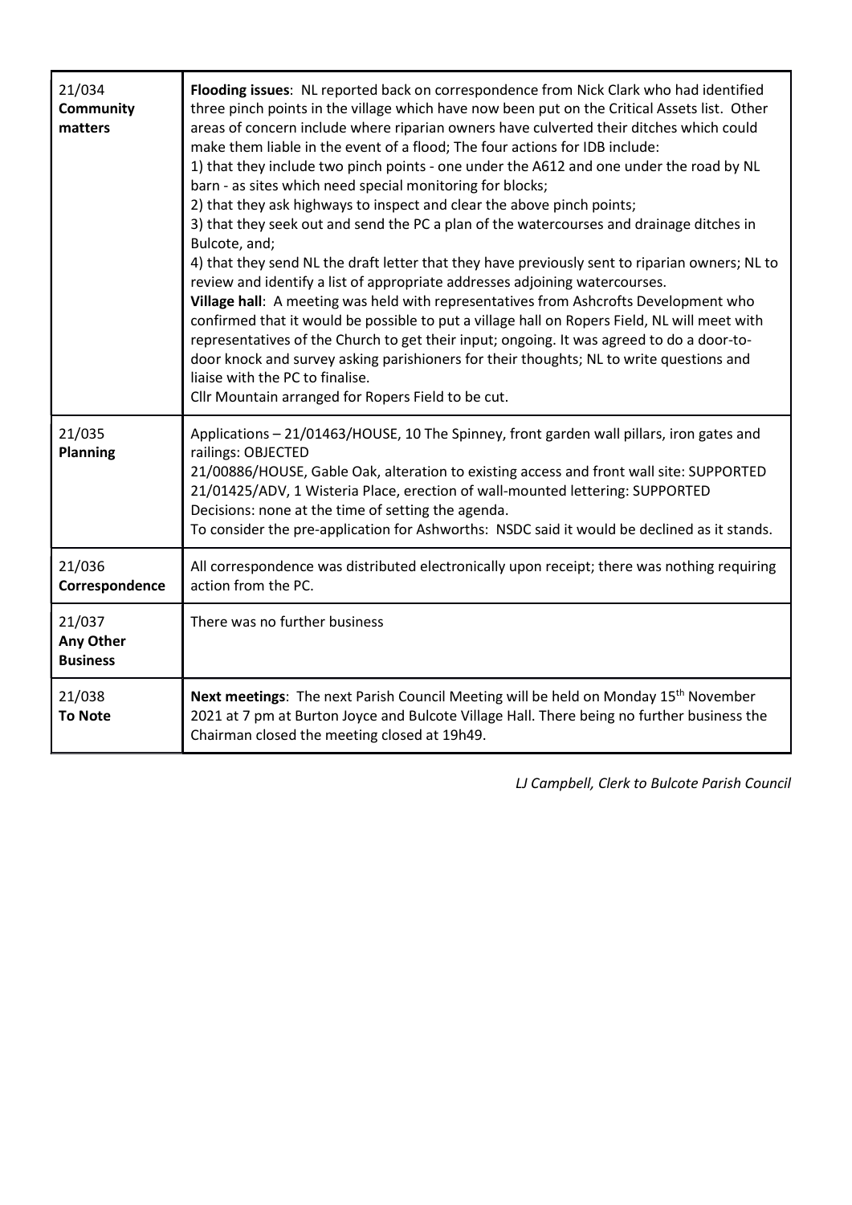| | |
|---|---|
| 21/034 **Community matters** | **Flooding issues**: NL reported back on correspondence from Nick Clark who had identified three pinch points in the village which have now been put on the Critical Assets list. Other areas of concern include where riparian owners have culverted their ditches which could make them liable in the event of a flood; The four actions for IDB include:<br>1) that they include two pinch points - one under the A612 and one under the road by NL barn - as sites which need special monitoring for blocks;<br>2) that they ask highways to inspect and clear the above pinch points;<br>3) that they seek out and send the PC a plan of the watercourses and drainage ditches in Bulcote, and;<br>4) that they send NL the draft letter that they have previously sent to riparian owners; NL to review and identify a list of appropriate addresses adjoining watercourses.<br>**Village hall**: A meeting was held with representatives from Ashcrofts Development who confirmed that it would be possible to put a village hall on Ropers Field, NL will meet with representatives of the Church to get their input; ongoing. It was agreed to do a door-to-door knock and survey asking parishioners for their thoughts; NL to write questions and liaise with the PC to finalise.<br>Cllr Mountain arranged for Ropers Field to be cut. |
| 21/035 **Planning** | Applications – 21/01463/HOUSE, 10 The Spinney, front garden wall pillars, iron gates and railings: OBJECTED<br>21/00886/HOUSE, Gable Oak, alteration to existing access and front wall site: SUPPORTED<br>21/01425/ADV, 1 Wisteria Place, erection of wall-mounted lettering: SUPPORTED<br>Decisions: none at the time of setting the agenda.<br>To consider the pre-application for Ashworths: NSDC said it would be declined as it stands. |
| 21/036 **Correspondence** | All correspondence was distributed electronically upon receipt; there was nothing requiring action from the PC. |
| 21/037 **Any Other Business** | There was no further business |
| 21/038 **To Note** | **Next meetings**: The next Parish Council Meeting will be held on Monday 15th November 2021 at 7 pm at Burton Joyce and Bulcote Village Hall. There being no further business the Chairman closed the meeting closed at 19h49. |

*LJ Campbell, Clerk to Bulcote Parish Council*